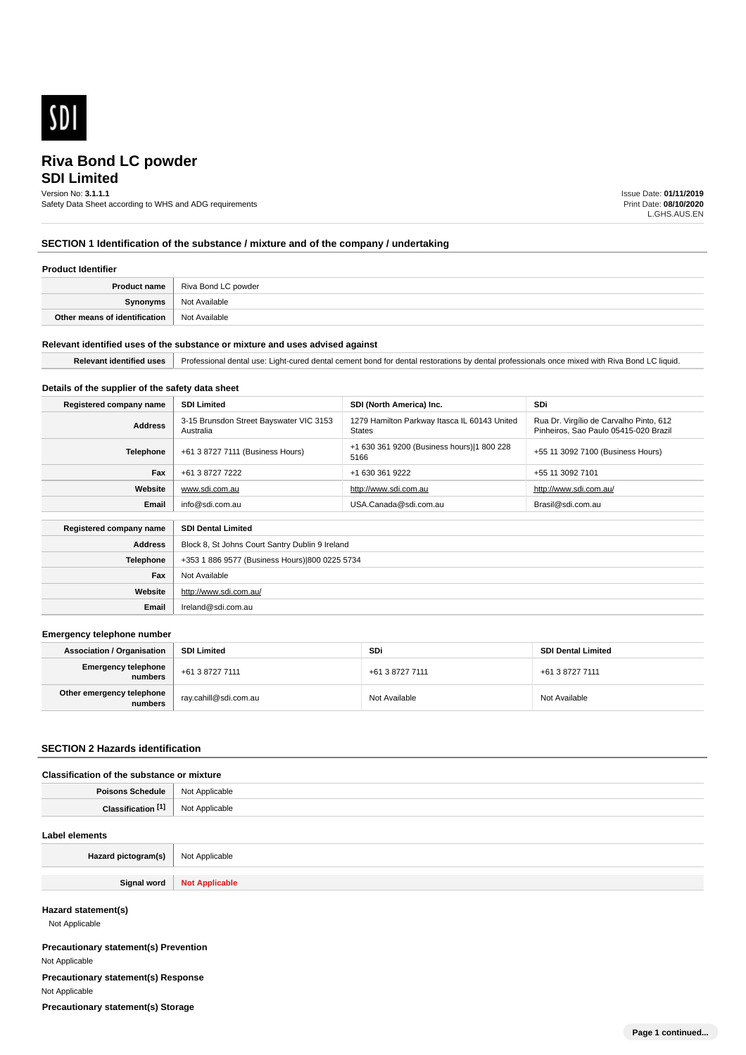SDI

# Riva Bond LC powder

## SDI Limited

Version No: **3.1.1.1**
Safety Data Sheet according to WHS and ADG requirements

Issue Date: **01/11/2019**
Print Date: **08/10/2020**
L.GHS.AUS.EN

## SECTION 1 Identification of the substance / mixture and of the company / undertaking

### Product Identifier

| | |
|---|---|
| **Product name** | Riva Bond LC powder |
| **Synonyms** | Not Available |
| **Other means of identification** | Not Available |

### Relevant identified uses of the substance or mixture and uses advised against

| | |
|---|---|
| **Relevant identified uses** | Professional dental use: Light-cured dental cement bond for dental restorations by dental professionals once mixed with Riva Bond LC liquid. |

### Details of the supplier of the safety data sheet

| **Registered company name** | **SDI Limited** | **SDI (North America) Inc.** | **SDi** |
|---|---|---|---|
| **Address** | 3-15 Brunsdon Street Bayswater VIC 3153 Australia | 1279 Hamilton Parkway Itasca IL 60143 United States | Rua Dr. Virgílio de Carvalho Pinto, 612 Pinheiros, Sao Paulo 05415-020 Brazil |
| **Telephone** | +61 3 8727 7111 (Business Hours) | +1 630 361 9200 (Business hours)\|1 800 228 5166 | +55 11 3092 7100 (Business Hours) |
| **Fax** | +61 3 8727 7222 | +1 630 361 9222 | +55 11 3092 7101 |
| **Website** | www.sdi.com.au | http://www.sdi.com.au | http://www.sdi.com.au/ |
| **Email** | info@sdi.com.au | USA.Canada@sdi.com.au | Brasil@sdi.com.au |

| **Registered company name** | **SDI Dental Limited** |
|---|---|
| **Address** | Block 8, St Johns Court Santry Dublin 9 Ireland |
| **Telephone** | +353 1 886 9577 (Business Hours)\|800 0225 5734 |
| **Fax** | Not Available |
| **Website** | http://www.sdi.com.au/ |
| **Email** | Ireland@sdi.com.au |

### Emergency telephone number

| **Association / Organisation** | **SDI Limited** | **SDi** | **SDI Dental Limited** |
|---|---|---|---|
| **Emergency telephone numbers** | +61 3 8727 7111 | +61 3 8727 7111 | +61 3 8727 7111 |
| **Other emergency telephone numbers** | ray.cahill@sdi.com.au | Not Available | Not Available |

## SECTION 2 Hazards identification

### Classification of the substance or mixture

| | |
|---|---|
| **Poisons Schedule** | Not Applicable |
| **Classification [1]** | Not Applicable |

### Label elements

| | |
|---|---|
| **Hazard pictogram(s)** | Not Applicable |
| **Signal word** | **Not Applicable** |

### Hazard statement(s)

Not Applicable

### Precautionary statement(s) Prevention

Not Applicable

### Precautionary statement(s) Response

Not Applicable

### Precautionary statement(s) Storage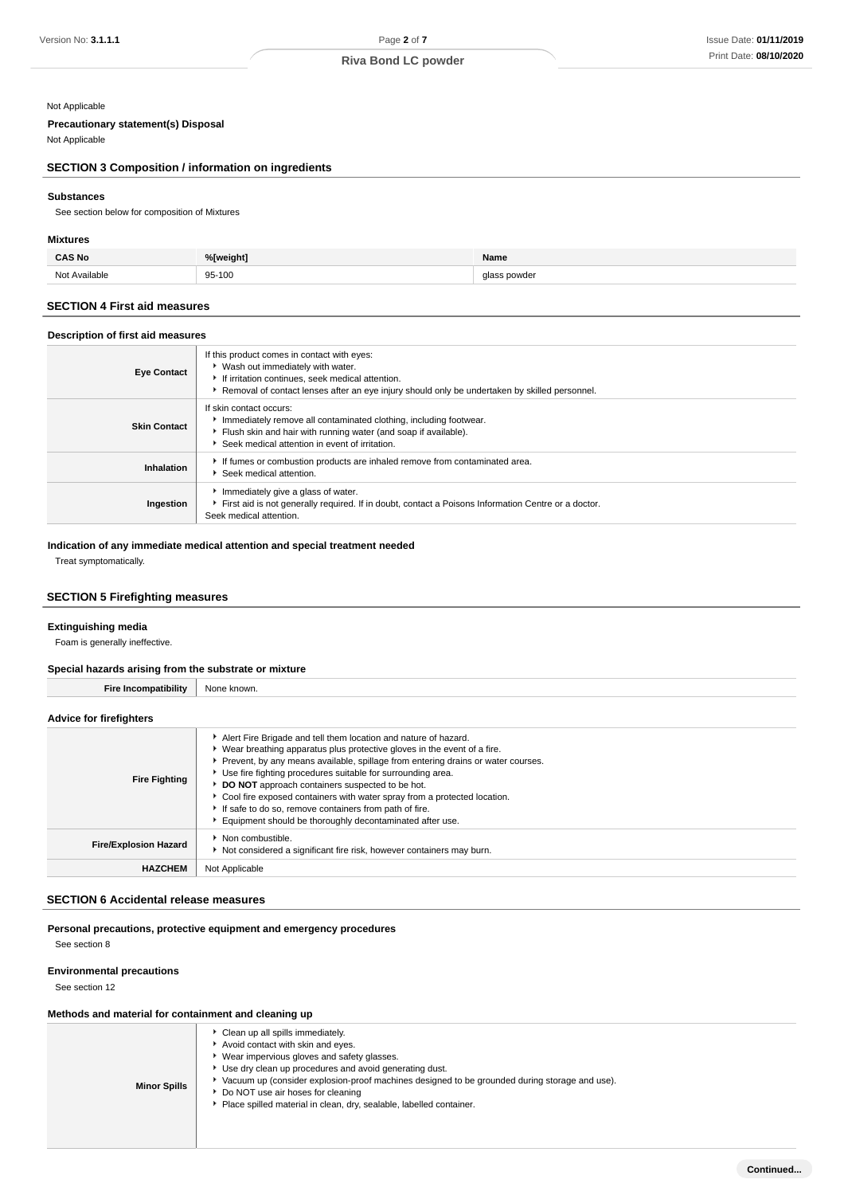Not Applicable

**Precautionary statement(s) Disposal**

Not Applicable

## SECTION 3 Composition / information on ingredients

### Substances

See section below for composition of Mixtures

### Mixtures

| CAS No | %[weight] | Name |
|---|---|---|
| Not Available | 95-100 | glass powder |

## SECTION 4 First aid measures

### Description of first aid measures

| | |
|---|---|
| **Eye Contact** | If this product comes in contact with eyes:<br>▸ Wash out immediately with water.<br>▸ If irritation continues, seek medical attention.<br>▸ Removal of contact lenses after an eye injury should only be undertaken by skilled personnel. |
| **Skin Contact** | If skin contact occurs:<br>▸ Immediately remove all contaminated clothing, including footwear.<br>▸ Flush skin and hair with running water (and soap if available).<br>▸ Seek medical attention in event of irritation. |
| **Inhalation** | ▸ If fumes or combustion products are inhaled remove from contaminated area.<br>▸ Seek medical attention. |
| **Ingestion** | ▸ Immediately give a glass of water.<br>▸ First aid is not generally required. If in doubt, contact a Poisons Information Centre or a doctor.<br>Seek medical attention. |

### Indication of any immediate medical attention and special treatment needed

Treat symptomatically.

## SECTION 5 Firefighting measures

### Extinguishing media

Foam is generally ineffective.

### Special hazards arising from the substrate or mixture

| | |
|---|---|
| **Fire Incompatibility** | None known. |

### Advice for firefighters

| | |
|---|---|
| **Fire Fighting** | ▸ Alert Fire Brigade and tell them location and nature of hazard.<br>▸ Wear breathing apparatus plus protective gloves in the event of a fire.<br>▸ Prevent, by any means available, spillage from entering drains or water courses.<br>▸ Use fire fighting procedures suitable for surrounding area.<br>▸ **DO NOT** approach containers suspected to be hot.<br>▸ Cool fire exposed containers with water spray from a protected location.<br>▸ If safe to do so, remove containers from path of fire.<br>▸ Equipment should be thoroughly decontaminated after use. |
| **Fire/Explosion Hazard** | ▸ Non combustible.<br>▸ Not considered a significant fire risk, however containers may burn. |
| **HAZCHEM** | Not Applicable |

## SECTION 6 Accidental release measures

### Personal precautions, protective equipment and emergency procedures

See section 8

### Environmental precautions

See section 12

### Methods and material for containment and cleaning up

| | |
|---|---|
| **Minor Spills** | ▸ Clean up all spills immediately.<br>▸ Avoid contact with skin and eyes.<br>▸ Wear impervious gloves and safety glasses.<br>▸ Use dry clean up procedures and avoid generating dust.<br>▸ Vacuum up (consider explosion-proof machines designed to be grounded during storage and use).<br>▸ Do NOT use air hoses for cleaning<br>▸ Place spilled material in clean, dry, sealable, labelled container. |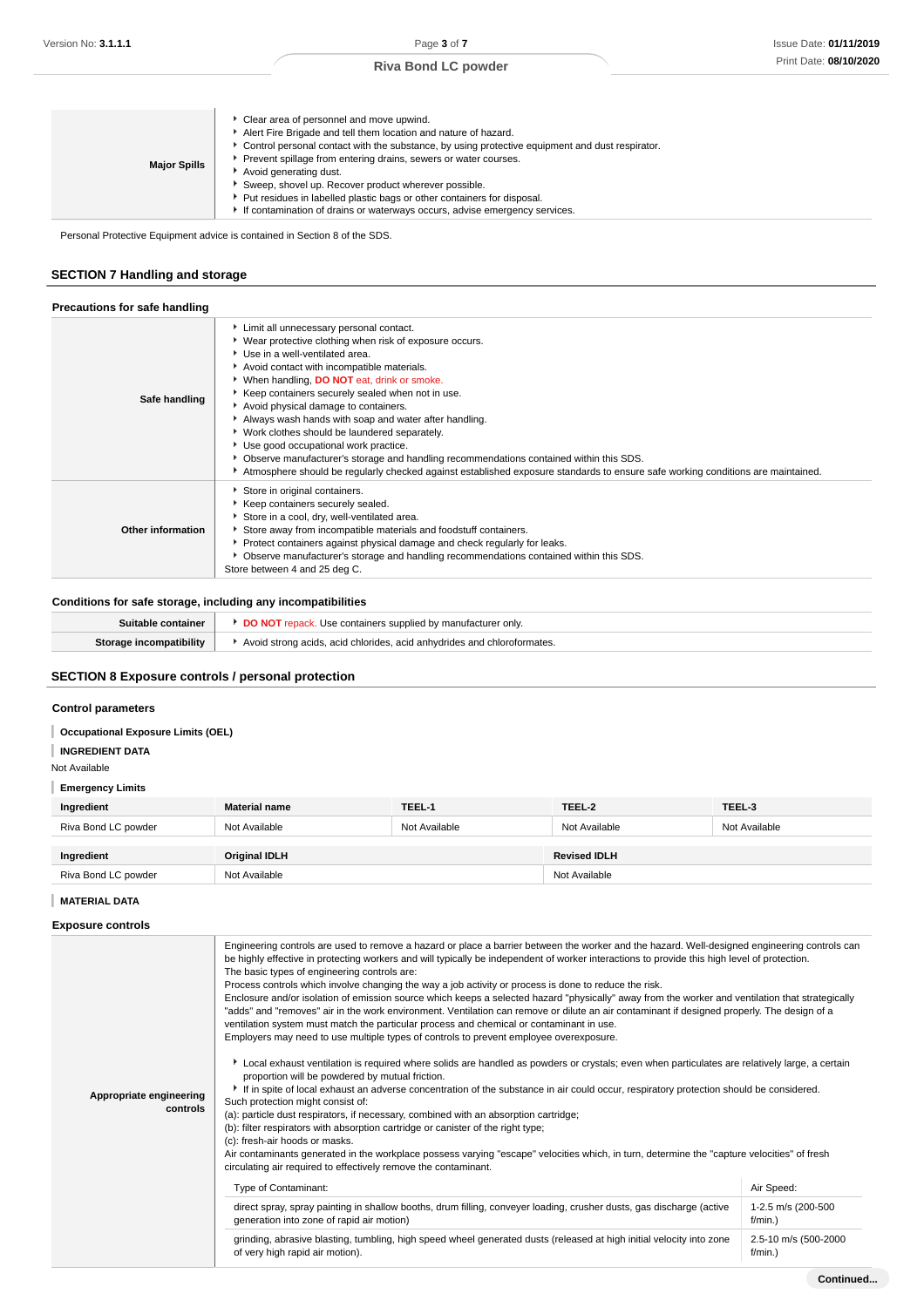| | |
|---|---|
| **Major Spills** | ▸ Clear area of personnel and move upwind.<br>▸ Alert Fire Brigade and tell them location and nature of hazard.<br>▸ Control personal contact with the substance, by using protective equipment and dust respirator.<br>▸ Prevent spillage from entering drains, sewers or water courses.<br>▸ Avoid generating dust.<br>▸ Sweep, shovel up. Recover product wherever possible.<br>▸ Put residues in labelled plastic bags or other containers for disposal.<br>▸ If contamination of drains or waterways occurs, advise emergency services. |

Personal Protective Equipment advice is contained in Section 8 of the SDS.

## SECTION 7 Handling and storage

### Precautions for safe handling

| | |
|---|---|
| **Safe handling** | ▸ Limit all unnecessary personal contact.<br>▸ Wear protective clothing when risk of exposure occurs.<br>▸ Use in a well-ventilated area.<br>▸ Avoid contact with incompatible materials.<br>▸ When handling, **DO NOT** eat, drink or smoke.<br>▸ Keep containers securely sealed when not in use.<br>▸ Avoid physical damage to containers.<br>▸ Always wash hands with soap and water after handling.<br>▸ Work clothes should be laundered separately.<br>▸ Use good occupational work practice.<br>▸ Observe manufacturer's storage and handling recommendations contained within this SDS.<br>▸ Atmosphere should be regularly checked against established exposure standards to ensure safe working conditions are maintained. |
| **Other information** | ▸ Store in original containers.<br>▸ Keep containers securely sealed.<br>▸ Store in a cool, dry, well-ventilated area.<br>▸ Store away from incompatible materials and foodstuff containers.<br>▸ Protect containers against physical damage and check regularly for leaks.<br>▸ Observe manufacturer's storage and handling recommendations contained within this SDS.<br>Store between 4 and 25 deg C. |

### Conditions for safe storage, including any incompatibilities

| | |
|---|---|
| **Suitable container** | ▸ **DO NOT** repack. Use containers supplied by manufacturer only. |
| **Storage incompatibility** | ▸ Avoid strong acids, acid chlorides, acid anhydrides and chloroformates. |

## SECTION 8 Exposure controls / personal protection

### Control parameters

**Occupational Exposure Limits (OEL)**

**INGREDIENT DATA**

Not Available

**Emergency Limits**

| Ingredient | Material name | TEEL-1 | TEEL-2 | TEEL-3 |
|---|---|---|---|---|
| Riva Bond LC powder | Not Available | Not Available | Not Available | Not Available |

| Ingredient | Original IDLH | Revised IDLH |
|---|---|---|
| Riva Bond LC powder | Not Available | Not Available |

**MATERIAL DATA**

### Exposure controls

**Appropriate engineering controls**

Engineering controls are used to remove a hazard or place a barrier between the worker and the hazard. Well-designed engineering controls can be highly effective in protecting workers and will typically be independent of worker interactions to provide this high level of protection.
The basic types of engineering controls are:
Process controls which involve changing the way a job activity or process is done to reduce the risk.
Enclosure and/or isolation of emission source which keeps a selected hazard "physically" away from the worker and ventilation that strategically "adds" and "removes" air in the work environment. Ventilation can remove or dilute an air contaminant if designed properly. The design of a ventilation system must match the particular process and chemical or contaminant in use.
Employers may need to use multiple types of controls to prevent employee overexposure.

▸ Local exhaust ventilation is required where solids are handled as powders or crystals; even when particulates are relatively large, a certain proportion will be powdered by mutual friction.
▸ If in spite of local exhaust an adverse concentration of the substance in air could occur, respiratory protection should be considered.

Such protection might consist of:
(a): particle dust respirators, if necessary, combined with an absorption cartridge;
(b): filter respirators with absorption cartridge or canister of the right type;
(c): fresh-air hoods or masks.
Air contaminants generated in the workplace possess varying "escape" velocities which, in turn, determine the "capture velocities" of fresh circulating air required to effectively remove the contaminant.

| Type of Contaminant: | Air Speed: |
|---|---|
| direct spray, spray painting in shallow booths, drum filling, conveyer loading, crusher dusts, gas discharge (active generation into zone of rapid air motion) | 1-2.5 m/s (200-500 f/min.) |
| grinding, abrasive blasting, tumbling, high speed wheel generated dusts (released at high initial velocity into zone of very high rapid air motion). | 2.5-10 m/s (500-2000 f/min.) |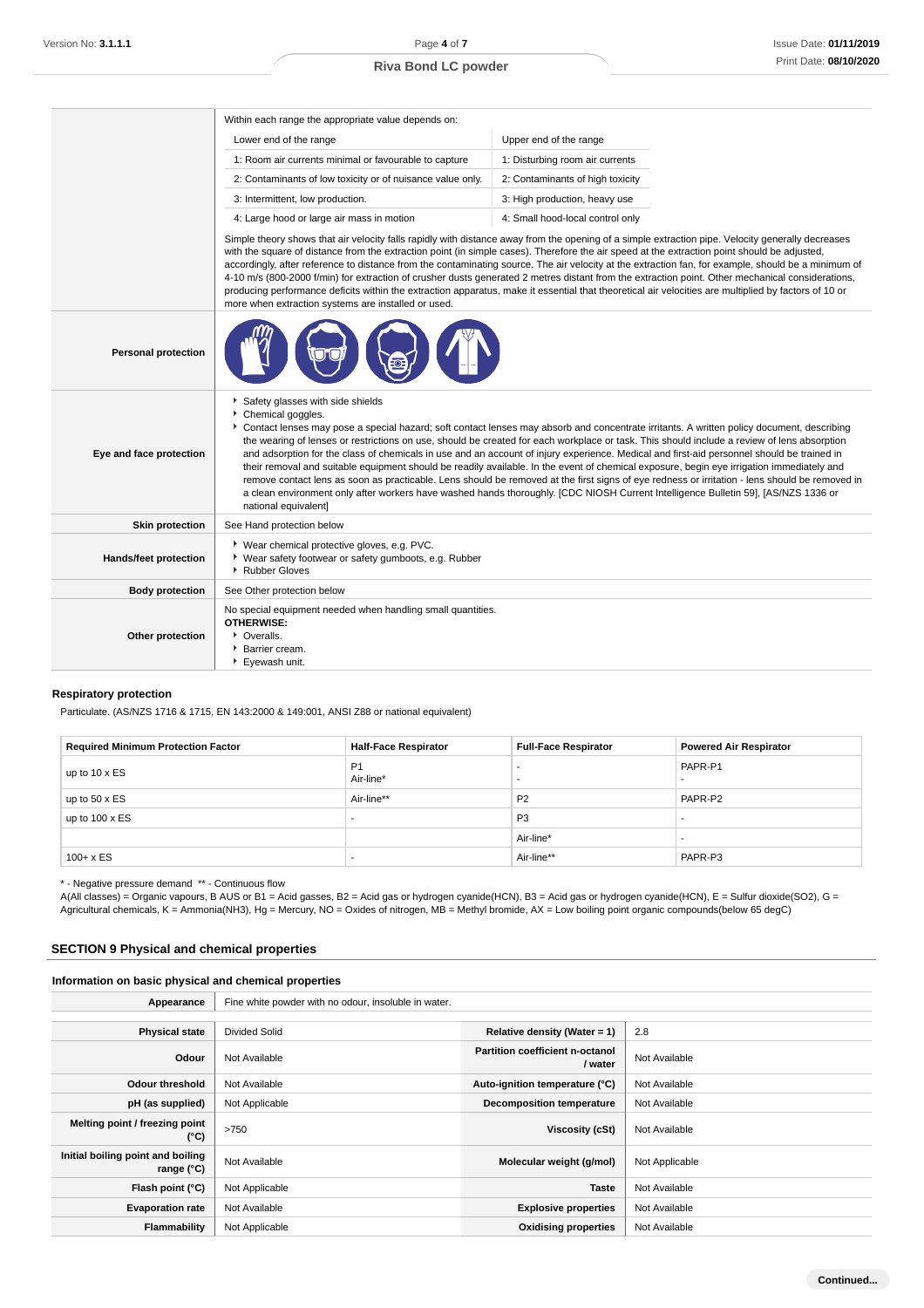| | |
|---|---|
| | Within each range the appropriate value depends on:<br><br>Lower end of the range / Upper end of the range<br>1: Room air currents minimal or favourable to capture / 1: Disturbing room air currents<br>2: Contaminants of low toxicity or of nuisance value only. / 2: Contaminants of high toxicity<br>3: Intermittent, low production. / 3: High production, heavy use<br>4: Large hood or large air mass in motion / 4: Small hood-local control only<br><br>Simple theory shows that air velocity falls rapidly with distance away from the opening of a simple extraction pipe. Velocity generally decreases with the square of distance from the extraction point (in simple cases). Therefore the air speed at the extraction point should be adjusted, accordingly, after reference to distance from the contaminating source. The air velocity at the extraction fan, for example, should be a minimum of 4-10 m/s (800-2000 f/min) for extraction of crusher dusts generated 2 metres distant from the extraction point. Other mechanical considerations, producing performance deficits within the extraction apparatus, make it essential that theoretical air velocities are multiplied by factors of 10 or more when extraction systems are installed or used. |
| **Personal protection** | |
| **Eye and face protection** | ▸ Safety glasses with side shields<br>▸ Chemical goggles.<br>▸ Contact lenses may pose a special hazard; soft contact lenses may absorb and concentrate irritants. A written policy document, describing the wearing of lenses or restrictions on use, should be created for each workplace or task. This should include a review of lens absorption and adsorption for the class of chemicals in use and an account of injury experience. Medical and first-aid personnel should be trained in their removal and suitable equipment should be readily available. In the event of chemical exposure, begin eye irrigation immediately and remove contact lens as soon as practicable. Lens should be removed at the first signs of eye redness or irritation - lens should be removed in a clean environment only after workers have washed hands thoroughly. [CDC NIOSH Current Intelligence Bulletin 59], [AS/NZS 1336 or national equivalent] |
| **Skin protection** | See Hand protection below |
| **Hands/feet protection** | ▸ Wear chemical protective gloves, e.g. PVC.<br>▸ Wear safety footwear or safety gumboots, e.g. Rubber<br>▸ Rubber Gloves |
| **Body protection** | See Other protection below |
| **Other protection** | No special equipment needed when handling small quantities.<br>**OTHERWISE:**<br>▸ Overalls.<br>▸ Barrier cream.<br>▸ Eyewash unit. |

### Respiratory protection

Particulate. (AS/NZS 1716 & 1715, EN 143:2000 & 149:001, ANSI Z88 or national equivalent)

| Required Minimum Protection Factor | Half-Face Respirator | Full-Face Respirator | Powered Air Respirator |
|---|---|---|---|
| up to 10 x ES | P1<br>Air-line* | -<br>- | PAPR-P1<br>- |
| up to 50 x ES | Air-line** | P2 | PAPR-P2 |
| up to 100 x ES | - | P3 | - |
| | | Air-line* | - |
| 100+ x ES | - | Air-line** | PAPR-P3 |

\* - Negative pressure demand  ** - Continuous flow

A(All classes) = Organic vapours, B AUS or B1 = Acid gasses, B2 = Acid gas or hydrogen cyanide(HCN), B3 = Acid gas or hydrogen cyanide(HCN), E = Sulfur dioxide($SO_2$), G = Agricultural chemicals, K = Ammonia($NH_3$), Hg = Mercury, NO = Oxides of nitrogen, MB = Methyl bromide, AX = Low boiling point organic compounds(below 65 degC)

## SECTION 9 Physical and chemical properties

### Information on basic physical and chemical properties

| | | | |
|---|---|---|---|
| **Appearance** | Fine white powder with no odour, insoluble in water. | | |
| **Physical state** | Divided Solid | **Relative density (Water = 1)** | 2.8 |
| **Odour** | Not Available | **Partition coefficient n-octanol / water** | Not Available |
| **Odour threshold** | Not Available | **Auto-ignition temperature (°C)** | Not Available |
| **pH (as supplied)** | Not Applicable | **Decomposition temperature** | Not Available |
| **Melting point / freezing point (°C)** | >750 | **Viscosity (cSt)** | Not Available |
| **Initial boiling point and boiling range (°C)** | Not Available | **Molecular weight (g/mol)** | Not Applicable |
| **Flash point (°C)** | Not Applicable | **Taste** | Not Available |
| **Evaporation rate** | Not Available | **Explosive properties** | Not Available |
| **Flammability** | Not Applicable | **Oxidising properties** | Not Available |

**Continued...**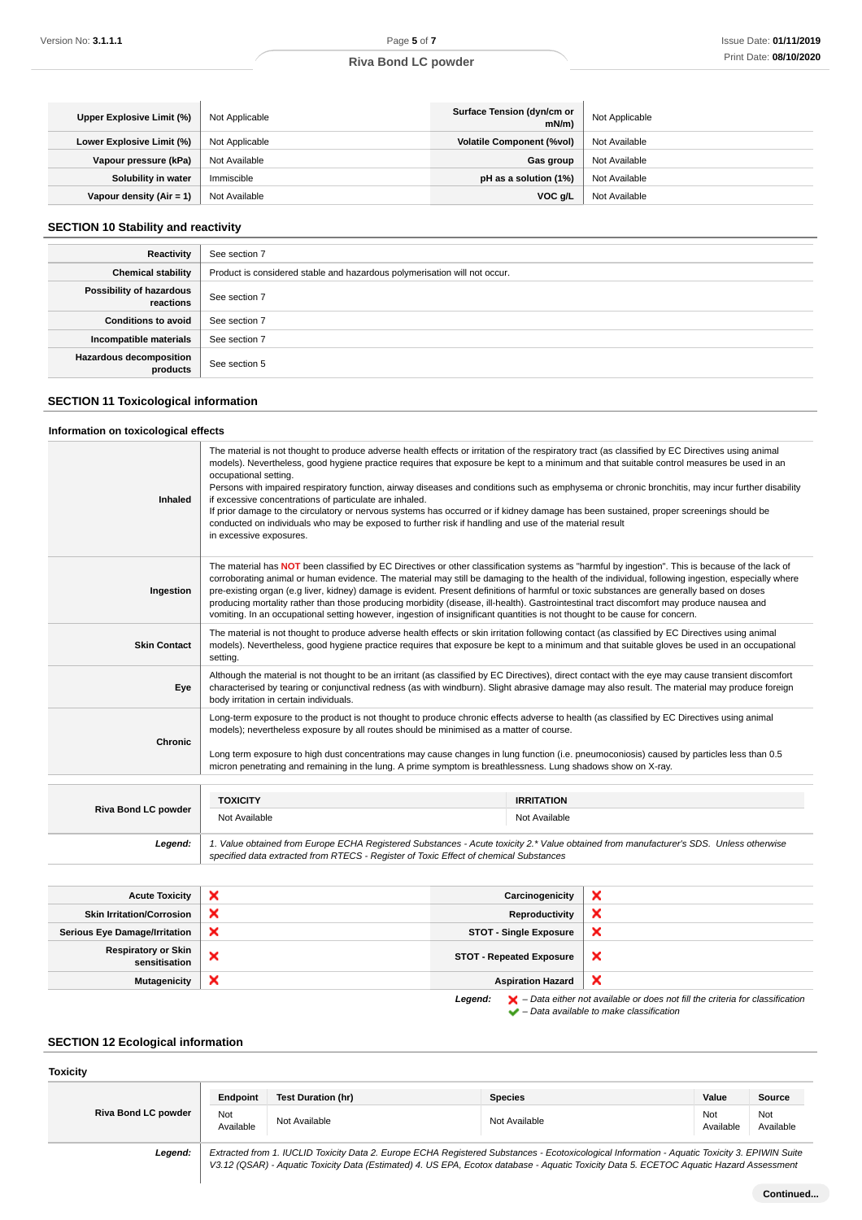| | | | |
|---|---|---|---|
| **Upper Explosive Limit (%)** | Not Applicable | **Surface Tension (dyn/cm or mN/m)** | Not Applicable |
| **Lower Explosive Limit (%)** | Not Applicable | **Volatile Component (%vol)** | Not Available |
| **Vapour pressure (kPa)** | Not Available | **Gas group** | Not Available |
| **Solubility in water** | Immiscible | **pH as a solution (1%)** | Not Available |
| **Vapour density (Air = 1)** | Not Available | **VOC g/L** | Not Available |

## SECTION 10 Stability and reactivity

| | |
|---|---|
| **Reactivity** | See section 7 |
| **Chemical stability** | Product is considered stable and hazardous polymerisation will not occur. |
| **Possibility of hazardous reactions** | See section 7 |
| **Conditions to avoid** | See section 7 |
| **Incompatible materials** | See section 7 |
| **Hazardous decomposition products** | See section 5 |

## SECTION 11 Toxicological information

### Information on toxicological effects

| | |
|---|---|
| **Inhaled** | The material is not thought to produce adverse health effects or irritation of the respiratory tract (as classified by EC Directives using animal models). Nevertheless, good hygiene practice requires that exposure be kept to a minimum and that suitable control measures be used in an occupational setting.<br>Persons with impaired respiratory function, airway diseases and conditions such as emphysema or chronic bronchitis, may incur further disability if excessive concentrations of particulate are inhaled.<br>If prior damage to the circulatory or nervous systems has occurred or if kidney damage has been sustained, proper screenings should be conducted on individuals who may be exposed to further risk if handling and use of the material result<br>in excessive exposures. |
| **Ingestion** | The material has **NOT** been classified by EC Directives or other classification systems as "harmful by ingestion". This is because of the lack of corroborating animal or human evidence. The material may still be damaging to the health of the individual, following ingestion, especially where pre-existing organ (e.g liver, kidney) damage is evident. Present definitions of harmful or toxic substances are generally based on doses producing mortality rather than those producing morbidity (disease, ill-health). Gastrointestinal tract discomfort may produce nausea and vomiting. In an occupational setting however, ingestion of insignificant quantities is not thought to be cause for concern. |
| **Skin Contact** | The material is not thought to produce adverse health effects or skin irritation following contact (as classified by EC Directives using animal models). Nevertheless, good hygiene practice requires that exposure be kept to a minimum and that suitable gloves be used in an occupational setting. |
| **Eye** | Although the material is not thought to be an irritant (as classified by EC Directives), direct contact with the eye may cause transient discomfort characterised by tearing or conjunctival redness (as with windburn). Slight abrasive damage may also result. The material may produce foreign body irritation in certain individuals. |
| **Chronic** | Long-term exposure to the product is not thought to produce chronic effects adverse to health (as classified by EC Directives using animal models); nevertheless exposure by all routes should be minimised as a matter of course.<br><br>Long term exposure to high dust concentrations may cause changes in lung function (i.e. pneumoconiosis) caused by particles less than 0.5 micron penetrating and remaining in the lung. A prime symptom is breathlessness. Lung shadows show on X-ray. |

| | TOXICITY | IRRITATION |
|---|---|---|
| **Riva Bond LC powder** | Not Available | Not Available |
| ***Legend:*** | *1. Value obtained from Europe ECHA Registered Substances - Acute toxicity 2.\* Value obtained from manufacturer's SDS. Unless otherwise specified data extracted from RTECS - Register of Toxic Effect of chemical Substances* | |

| | | | |
|---|---|---|---|
| **Acute Toxicity** | ❌ | **Carcinogenicity** | ❌ |
| **Skin Irritation/Corrosion** | ❌ | **Reproductivity** | ❌ |
| **Serious Eye Damage/Irritation** | ❌ | **STOT - Single Exposure** | ❌ |
| **Respiratory or Skin sensitisation** | ❌ | **STOT - Repeated Exposure** | ❌ |
| **Mutagenicity** | ❌ | **Aspiration Hazard** | ❌ |

***Legend:*** ❌ *– Data either not available or does not fill the criteria for classification*
✔ *– Data available to make classification*

## SECTION 12 Ecological information

### Toxicity

| | Endpoint | Test Duration (hr) | Species | Value | Source |
|---|---|---|---|---|---|
| **Riva Bond LC powder** | Not Available | Not Available | Not Available | Not Available | Not Available |
| ***Legend:*** | *Extracted from 1. IUCLID Toxicity Data 2. Europe ECHA Registered Substances - Ecotoxicological Information - Aquatic Toxicity 3. EPIWIN Suite V3.12 (QSAR) - Aquatic Toxicity Data (Estimated) 4. US EPA, Ecotox database - Aquatic Toxicity Data 5. ECETOC Aquatic Hazard Assessment* | | | | |

**Continued...**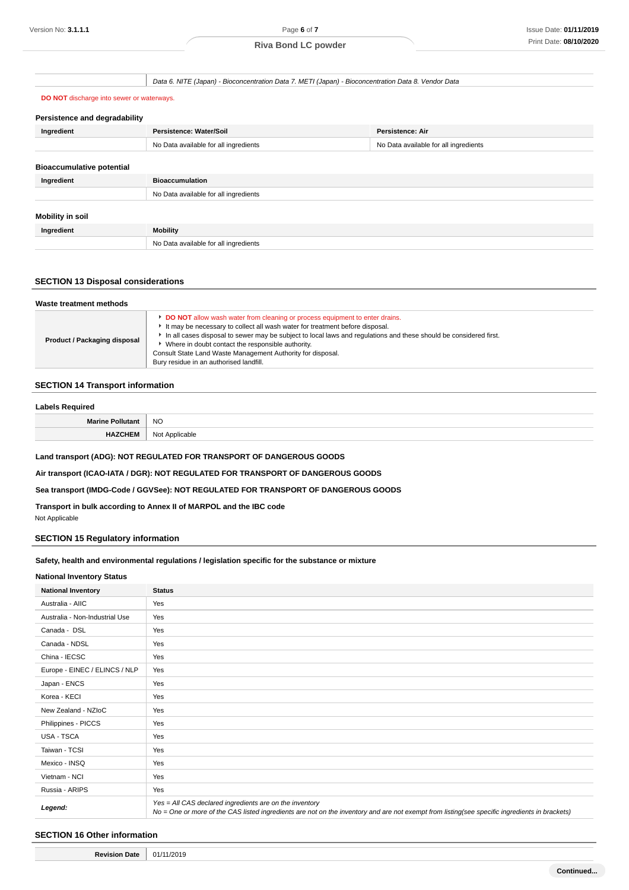| | Data 6. NITE (Japan) - Bioconcentration Data 7. METI (Japan) - Bioconcentration Data 8. Vendor Data |
|---|---|

**DO NOT** discharge into sewer or waterways.

### Persistence and degradability

| Ingredient | Persistence: Water/Soil | Persistence: Air |
|---|---|---|
| | No Data available for all ingredients | No Data available for all ingredients |

### Bioaccumulative potential

| Ingredient | Bioaccumulation |
|---|---|
| | No Data available for all ingredients |

### Mobility in soil

| Ingredient | Mobility |
|---|---|
| | No Data available for all ingredients |

## SECTION 13 Disposal considerations

### Waste treatment methods

| | |
|---|---|
| **Product / Packaging disposal** | ‣ **DO NOT** allow wash water from cleaning or process equipment to enter drains.<br>‣ It may be necessary to collect all wash water for treatment before disposal.<br>‣ In all cases disposal to sewer may be subject to local laws and regulations and these should be considered first.<br>‣ Where in doubt contact the responsible authority.<br>Consult State Land Waste Management Authority for disposal.<br>Bury residue in an authorised landfill. |

## SECTION 14 Transport information

### Labels Required

| | |
|---|---|
| **Marine Pollutant** | NO |
| **HAZCHEM** | Not Applicable |

**Land transport (ADG): NOT REGULATED FOR TRANSPORT OF DANGEROUS GOODS**

**Air transport (ICAO-IATA / DGR): NOT REGULATED FOR TRANSPORT OF DANGEROUS GOODS**

**Sea transport (IMDG-Code / GGVSee): NOT REGULATED FOR TRANSPORT OF DANGEROUS GOODS**

**Transport in bulk according to Annex II of MARPOL and the IBC code**

Not Applicable

## SECTION 15 Regulatory information

**Safety, health and environmental regulations / legislation specific for the substance or mixture**

### National Inventory Status

| National Inventory | Status |
|---|---|
| Australia - AIIC | Yes |
| Australia - Non-Industrial Use | Yes |
| Canada - DSL | Yes |
| Canada - NDSL | Yes |
| China - IECSC | Yes |
| Europe - EINEC / ELINCS / NLP | Yes |
| Japan - ENCS | Yes |
| Korea - KECI | Yes |
| New Zealand - NZIoC | Yes |
| Philippines - PICCS | Yes |
| USA - TSCA | Yes |
| Taiwan - TCSI | Yes |
| Mexico - INSQ | Yes |
| Vietnam - NCI | Yes |
| Russia - ARIPS | Yes |
| ***Legend:*** | *Yes = All CAS declared ingredients are on the inventory*<br>*No = One or more of the CAS listed ingredients are not on the inventory and are not exempt from listing(see specific ingredients in brackets)* |

## SECTION 16 Other information

| | |
|---|---|
| **Revision Date** | 01/11/2019 |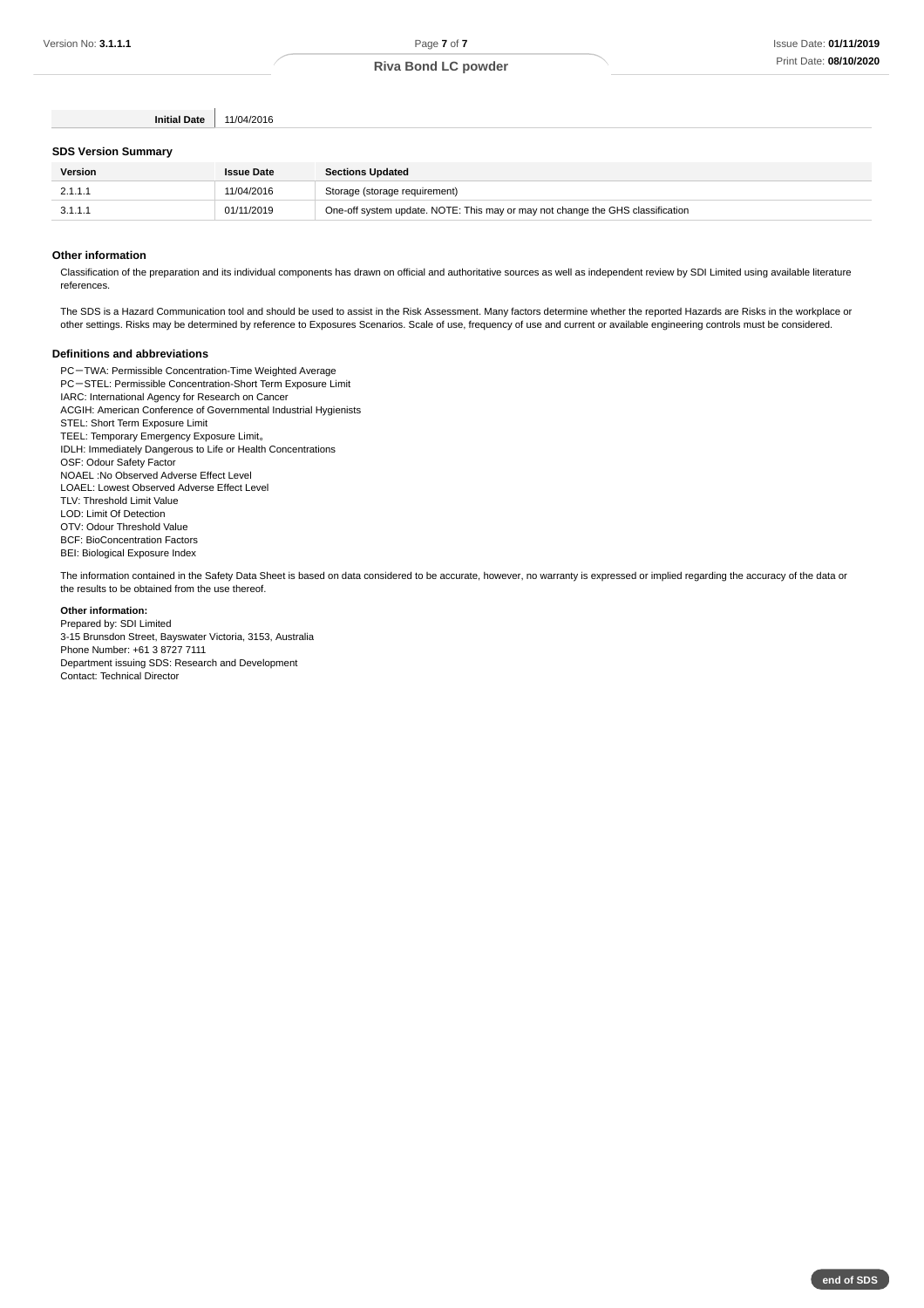| | |
|---|---|
| **Initial Date** | 11/04/2016 |

### SDS Version Summary

| Version | Issue Date | Sections Updated |
|---|---|---|
| 2.1.1.1 | 11/04/2016 | Storage (storage requirement) |
| 3.1.1.1 | 01/11/2019 | One-off system update. NOTE: This may or may not change the GHS classification |

### Other information

Classification of the preparation and its individual components has drawn on official and authoritative sources as well as independent review by SDI Limited using available literature references.

The SDS is a Hazard Communication tool and should be used to assist in the Risk Assessment. Many factors determine whether the reported Hazards are Risks in the workplace or other settings. Risks may be determined by reference to Exposures Scenarios. Scale of use, frequency of use and current or available engineering controls must be considered.

### Definitions and abbreviations

PC－TWA: Permissible Concentration-Time Weighted Average
PC－STEL: Permissible Concentration-Short Term Exposure Limit
IARC: International Agency for Research on Cancer
ACGIH: American Conference of Governmental Industrial Hygienists
STEL: Short Term Exposure Limit
TEEL: Temporary Emergency Exposure Limit。
IDLH: Immediately Dangerous to Life or Health Concentrations
OSF: Odour Safety Factor
NOAEL :No Observed Adverse Effect Level
LOAEL: Lowest Observed Adverse Effect Level
TLV: Threshold Limit Value
LOD: Limit Of Detection
OTV: Odour Threshold Value
BCF: BioConcentration Factors
BEI: Biological Exposure Index

The information contained in the Safety Data Sheet is based on data considered to be accurate, however, no warranty is expressed or implied regarding the accuracy of the data or the results to be obtained from the use thereof.

**Other information:**
Prepared by: SDI Limited
3-15 Brunsdon Street, Bayswater Victoria, 3153, Australia
Phone Number: +61 3 8727 7111
Department issuing SDS: Research and Development
Contact: Technical Director

**end of SDS**